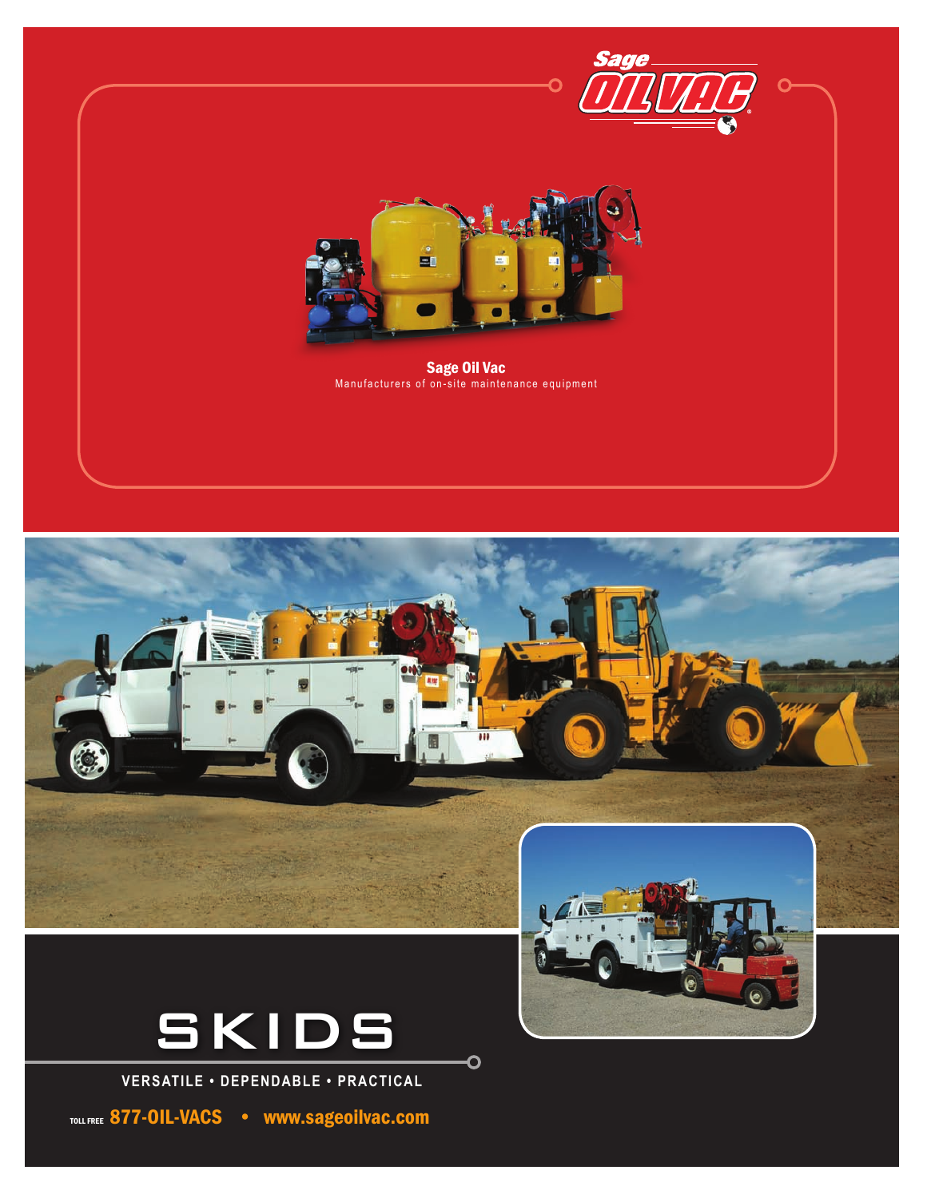Sage OIL VAC

**Sage Oil Vac**
Manufacturers of on-site maintenance equipment

# SKIDS

**VERSATILE • DEPENDABLE • PRACTICAL**

TOLL FREE **877-OIL-VACS** • **www.sageoilvac.com**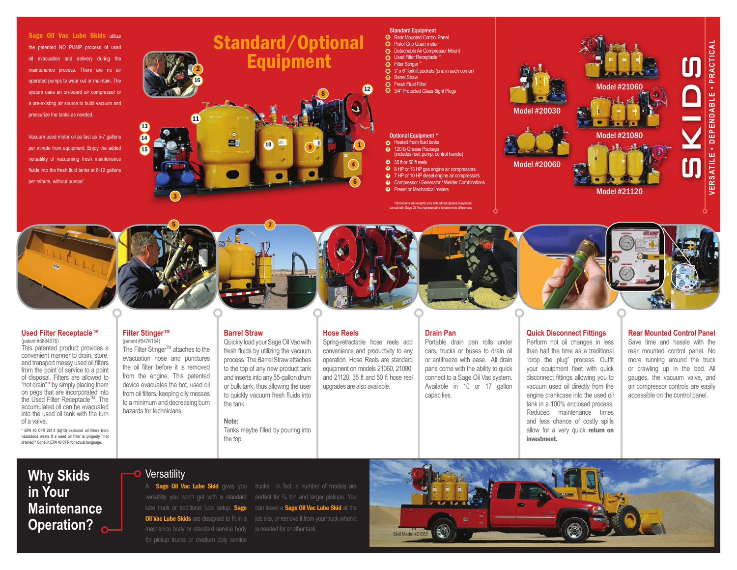**Sage Oil Vac Lube Skids** utilize the patented NO PUMP process of used oil evacuation and delivery during the maintenance process. There are no air operated pumps to wear out or maintain. The system uses an on-board air compressor or a pre-existing air source to build vacuum and pressurize the tanks as needed.

Vacuum used motor oil as fast as 5-7 gallons per minute from equipment. Enjoy the added versatility of vacuuming fresh maintenance fluids into the fresh fluid tanks at 8-12 gallons per minute, without pumps!

# Standard/Optional Equipment

### Standard Equipment

1. Rear Mounted Control Panel
2. Pistol Grip Quart meter
3. Detachable Air Compressor Mount
4. Used Filter Receptacle ™
5. Filter Stinger ™
6. 3" x 6" forklift pockets (one in each corner)
7. Barrel Straw
8. Fresh Fluid Filter
9. 3/4" Protected Glass Sight Plugs

### Optional Equipment *

10. Heated fresh fluid tanks
11. 120 lb Grease Package (includes reel, pump, control handle)
12. 35 ft or 50 ft reels
13. 8 HP or 13 HP gas engine air compressors
14. 7 HP or 10 HP diesel engine air compressors
15. Compressor / Generator / Welder Combinations
16. Preset or Mechanical meters

*dimensions and weights vary with added optional equipment; consult with Sage Oil Vac representative to determine differences.

Model #20030

Model #20060

Model #21060

Model #21080

Model #21120

**SKIDS**

VERSATILE • DEPENDABLE • PRACTICAL

### Used Filter Receptacle™

(patent #5884676)

This patented product provides a convenient manner to drain, store, and transport messy used oil filters from the point of service to a point of disposal. Filters are allowed to "hot drain" * by simply placing them on pegs that are incorporated into the Used Filter Receptacle™. The accumulated oil can be evacuated into the used oil tank with the turn of a valve.

* EPA 40 CFR 261.4 (b)(13) excluded oil filters from hazardous waste if a used oil filter is properly "hot drained." Consult EPA 40 CFR for actual language.

### Filter Stinger™

(patent #5476154)

The Filter Stinger™ attaches to the evacuation hose and punctures the oil filter before it is removed from the engine. This patented device evacuates the hot, used oil from oil filters, keeping oily messes to a minimum and decreasing burn hazards for technicians.

### Barrel Straw

Quickly load your Sage Oil Vac with fresh fluids by utilizing the vacuum process. The Barrel Straw attaches to the top of any new product tank and inserts into any 55-gallon drum or bulk tank, thus allowing the user to quickly vacuum fresh fluids into the tank.

**Note:**

Tanks maybe filled by pouring into the top.

### Hose Reels

Spring-retractable hose reels add convenience and productivity to any operation. Hose Reels are standard equipment on models 21060, 21080, and 21120. 35 ft and 50 ft hose reel upgrades are also available.

### Drain Pan

Portable drain pan rolls under cars, trucks or buses to drain oil or antifreeze with ease. All drain pans come with the ability to quick connect to a Sage Oil Vac system. Available in 10 or 17 gallon capacities.

### Quick Disconnect Fittings

Perform hot oil changes in less than half the time as a traditional "drop the plug" process. Outfit your equipment fleet with quick disconnect fittings allowing you to vacuum used oil directly from the engine crankcase into the used oil tank in a 100% enclosed process. Reduced maintenance times and less chance of costly spills allow for a very quick **return on investment.**

### Rear Mounted Control Panel

Save time and hassle with the rear mounted control panel. No more running around the truck or crawling up in the bed. All gauges, the vacuum valve, and air compressor controls are easily accessible on the control panel.

## Why Skids in Your Maintenance Operation?

### Versatility

A **Sage Oil Vac Lube Skid** gives you versatility you won't get with a standard lube truck or traditional lube setup. **Sage Oil Vac Lube Skids** are designed to fit in a mechanics body or standard service body for pickup trucks or medium duty service trucks. In fact, a number of models are perfect for ¾ ton and larger pickups. You can leave a **Sage Oil Vac Lube Skid** at the job site, or remove it from your truck when it is needed for another task.

Skid Model #21060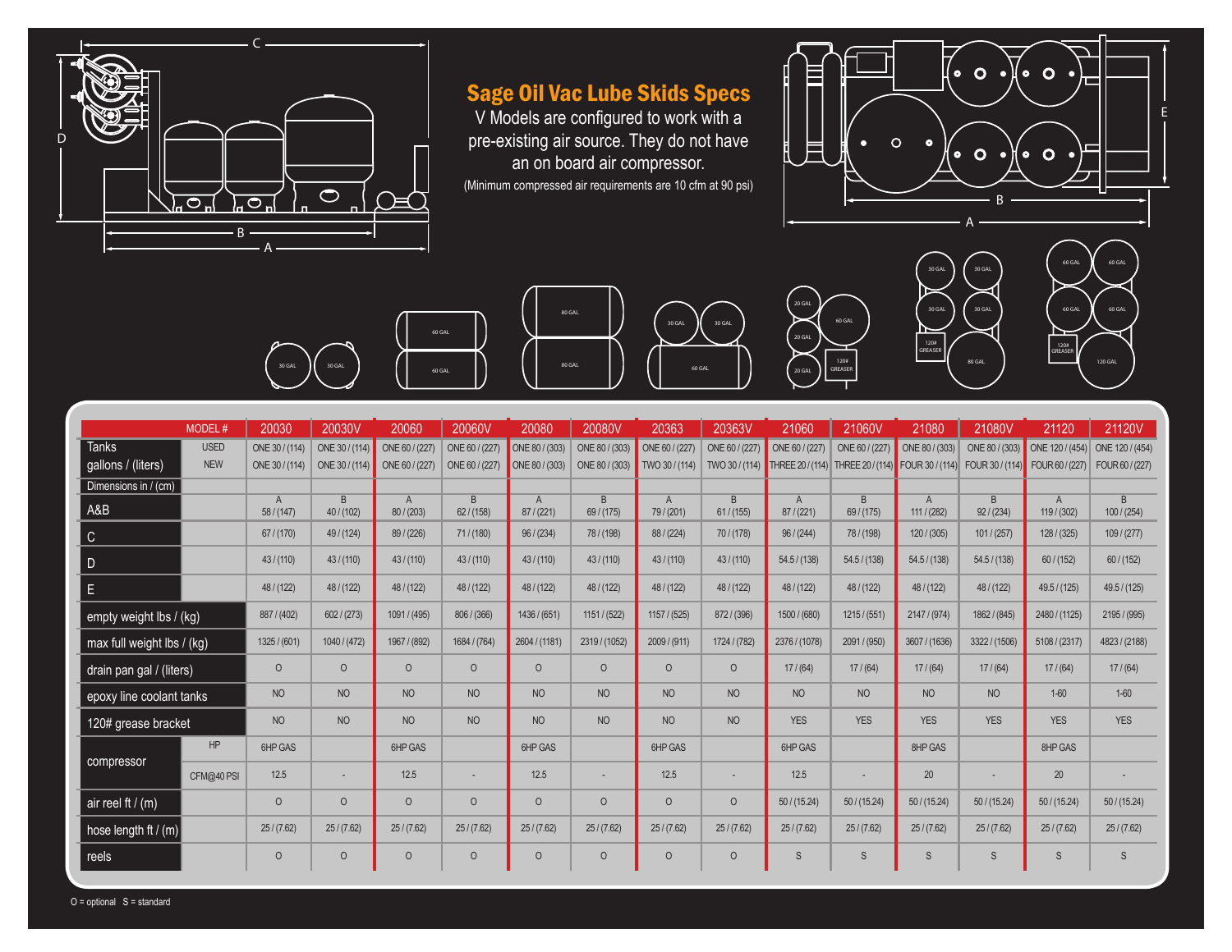# Sage Oil Vac Lube Skids Specs

V Models are configured to work with a pre-existing air source. They do not have an on board air compressor.

(Minimum compressed air requirements are 10 cfm at 90 psi)

C

D

B

A

E

B

A

30 GAL 30 GAL

60 GAL 60 GAL

80 GAL 80 GAL

30 GAL 30 GAL 60 GAL

20 GAL 20 GAL 20 GAL 60 GAL 120# GREASER

30 GAL 30 GAL 30 GAL 30 GAL 120# GREASER 80 GAL

60 GAL 60 GAL 60 GAL 60 GAL 120# GREASER 120 GAL

| | MODEL # | 20030 | 20030V | 20060 | 20060V | 20080 | 20080V | 20363 | 20363V | 21060 | 21060V | 21080 | 21080V | 21120 | 21120V |
|---|---|---|---|---|---|---|---|---|---|---|---|---|---|---|---|
| Tanks gallons / (liters) | USED | ONE 30 / (114) | ONE 30 / (114) | ONE 60 / (227) | ONE 60 / (227) | ONE 80 / (303) | ONE 80 / (303) | ONE 60 / (227) | ONE 60 / (227) | ONE 60 / (227) | ONE 60 / (227) | ONE 80 / (303) | ONE 80 / (303) | ONE 120 / (454) | ONE 120 / (454) |
| | NEW | ONE 30 / (114) | ONE 30 / (114) | ONE 60 / (227) | ONE 60 / (227) | ONE 80 / (303) | ONE 80 / (303) | TWO 30 / (114) | TWO 30 / (114) | THREE 20 / (114) | THREE 20 / (114) | FOUR 30 / (114) | FOUR 30 / (114) | FOUR 60 / (227) | FOUR 60 / (227) |
| Dimensions in / (cm) | | | | | | | | | | | | | | | |
| A&B | | A 58 / (147) | B 40 / (102) | A 80 / (203) | B 62 / (158) | A 87 / (221) | B 69 / (175) | A 79 / (201) | B 61 / (155) | A 87 / (221) | B 69 / (175) | A 111 / (282) | B 92 / (234) | A 119 / (302) | B 100 / (254) |
| C | | 67 / (170) | 49 / (124) | 89 / (226) | 71 / (180) | 96 / (234) | 78 / (198) | 88 / (224) | 70 / (178) | 96 / (244) | 78 / (198) | 120 / (305) | 101 / (257) | 128 / (325) | 109 / (277) |
| D | | 43 / (110) | 43 / (110) | 43 / (110) | 43 / (110) | 43 / (110) | 43 / (110) | 43 / (110) | 43 / (110) | 54.5 / (138) | 54.5 / (138) | 54.5 / (138) | 54.5 / (138) | 60 / (152) | 60 / (152) |
| E | | 48 / (122) | 48 / (122) | 48 / (122) | 48 / (122) | 48 / (122) | 48 / (122) | 48 / (122) | 48 / (122) | 48 / (122) | 48 / (122) | 48 / (122) | 48 / (122) | 49.5 / (125) | 49.5 / (125) |
| empty weight lbs / (kg) | | 887 / (402) | 602 / (273) | 1091 / (495) | 806 / (366) | 1436 / (651) | 1151 / (522) | 1157 / (525) | 872 / (396) | 1500 / (680) | 1215 / (551) | 2147 / (974) | 1862 / (845) | 2480 / (1125) | 2195 / (995) |
| max full weight lbs / (kg) | | 1325 / (601) | 1040 / (472) | 1967 / (892) | 1684 / (764) | 2604 / (1181) | 2319 / (1052) | 2009 / (911) | 1724 / (782) | 2376 / (1078) | 2091 / (950) | 3607 / (1636) | 3322 / (1506) | 5108 / (2317) | 4823 / (2188) |
| drain pan gal / (liters) | | O | O | O | O | O | O | O | O | 17 / (64) | 17 / (64) | 17 / (64) | 17 / (64) | 17 / (64) | 17 / (64) |
| epoxy line coolant tanks | | NO | NO | NO | NO | NO | NO | NO | NO | NO | NO | NO | NO | 1-60 | 1-60 |
| 120# grease bracket | | NO | NO | NO | NO | NO | NO | NO | NO | YES | YES | YES | YES | YES | YES |
| compressor | HP | 6HP GAS | | 6HP GAS | | 6HP GAS | | 6HP GAS | | 6HP GAS | | 8HP GAS | | 8HP GAS | |
| | CFM@40 PSI | 12.5 | - | 12.5 | - | 12.5 | - | 12.5 | - | 12.5 | - | 20 | - | 20 | - |
| air reel ft / (m) | | O | O | O | O | O | O | O | O | 50 / (15.24) | 50 / (15.24) | 50 / (15.24) | 50 / (15.24) | 50 / (15.24) | 50 / (15.24) |
| hose length ft / (m) | | 25 / (7.62) | 25 / (7.62) | 25 / (7.62) | 25 / (7.62) | 25 / (7.62) | 25 / (7.62) | 25 / (7.62) | 25 / (7.62) | 25 / (7.62) | 25 / (7.62) | 25 / (7.62) | 25 / (7.62) | 25 / (7.62) | 25 / (7.62) |
| reels | | O | O | O | O | O | O | O | O | S | S | S | S | S | S |

O = optional S = standard